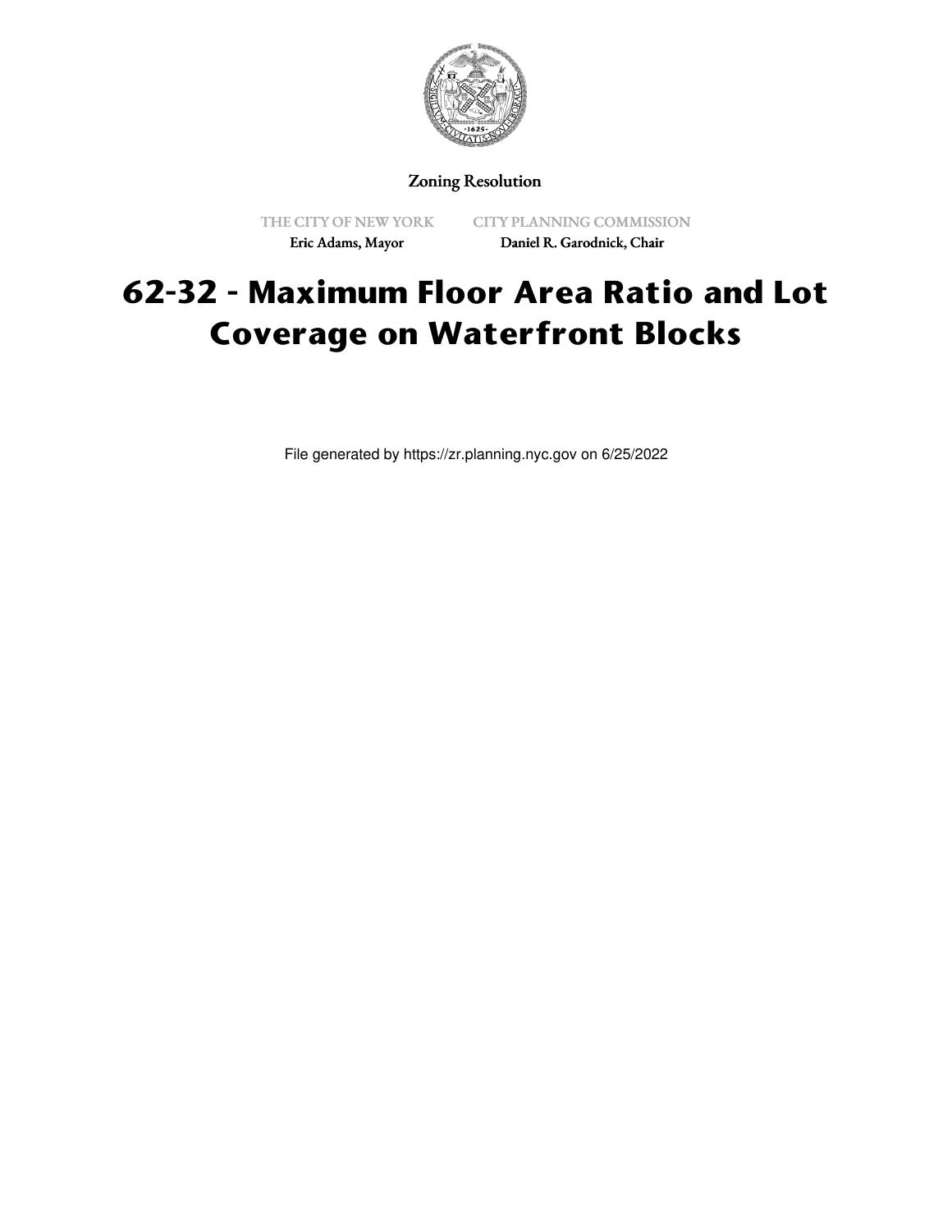Zoning Resolution

THE CITY OF NEW YORK
Eric Adams, Mayor

CITY PLANNING COMMISSION
Daniel R. Garodnick, Chair

# 62-32 - Maximum Floor Area Ratio and Lot Coverage on Waterfront Blocks

File generated by https://zr.planning.nyc.gov on 6/25/2022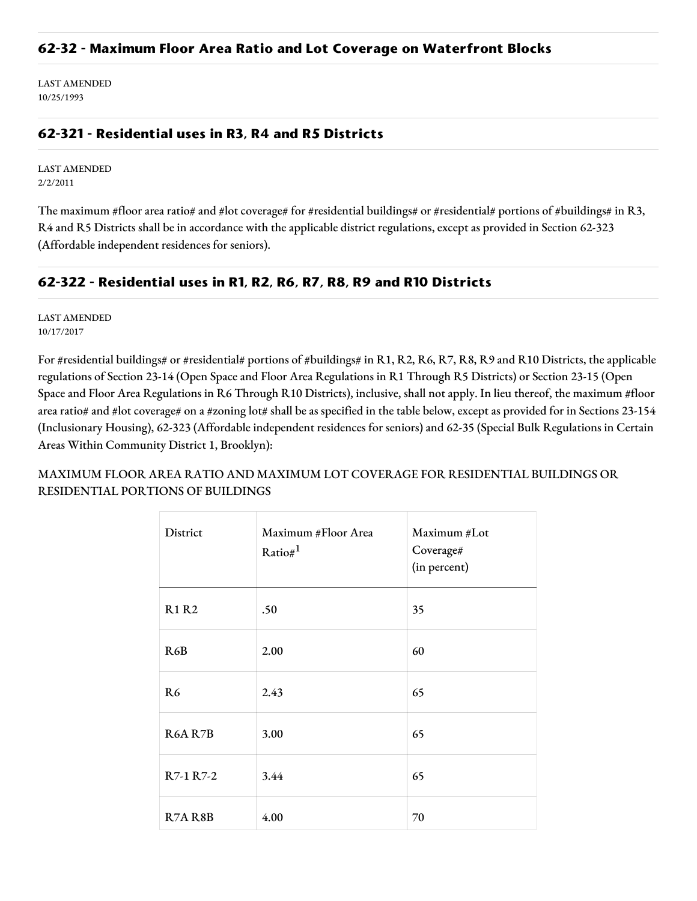## 62-32 - Maximum Floor Area Ratio and Lot Coverage on Waterfront Blocks

LAST AMENDED
10/25/1993

## 62-321 - Residential uses in R3, R4 and R5 Districts

LAST AMENDED
2/2/2011

The maximum #floor area ratio# and #lot coverage# for #residential buildings# or #residential# portions of #buildings# in R3, R4 and R5 Districts shall be in accordance with the applicable district regulations, except as provided in Section 62-323 (Affordable independent residences for seniors).

## 62-322 - Residential uses in R1, R2, R6, R7, R8, R9 and R10 Districts

LAST AMENDED
10/17/2017

For #residential buildings# or #residential# portions of #buildings# in R1, R2, R6, R7, R8, R9 and R10 Districts, the applicable regulations of Section 23-14 (Open Space and Floor Area Regulations in R1 Through R5 Districts) or Section 23-15 (Open Space and Floor Area Regulations in R6 Through R10 Districts), inclusive, shall not apply. In lieu thereof, the maximum #floor area ratio# and #lot coverage# on a #zoning lot# shall be as specified in the table below, except as provided for in Sections 23-154 (Inclusionary Housing), 62-323 (Affordable independent residences for seniors) and 62-35 (Special Bulk Regulations in Certain Areas Within Community District 1, Brooklyn):

MAXIMUM FLOOR AREA RATIO AND MAXIMUM LOT COVERAGE FOR RESIDENTIAL BUILDINGS OR RESIDENTIAL PORTIONS OF BUILDINGS

| District | Maximum #Floor Area Ratio#[1] | Maximum #Lot Coverage# (in percent) |
|---|---|---|
| R1 R2 | .50 | 35 |
| R6B | 2.00 | 60 |
| R6 | 2.43 | 65 |
| R6A R7B | 3.00 | 65 |
| R7-1 R7-2 | 3.44 | 65 |
| R7A R8B | 4.00 | 70 |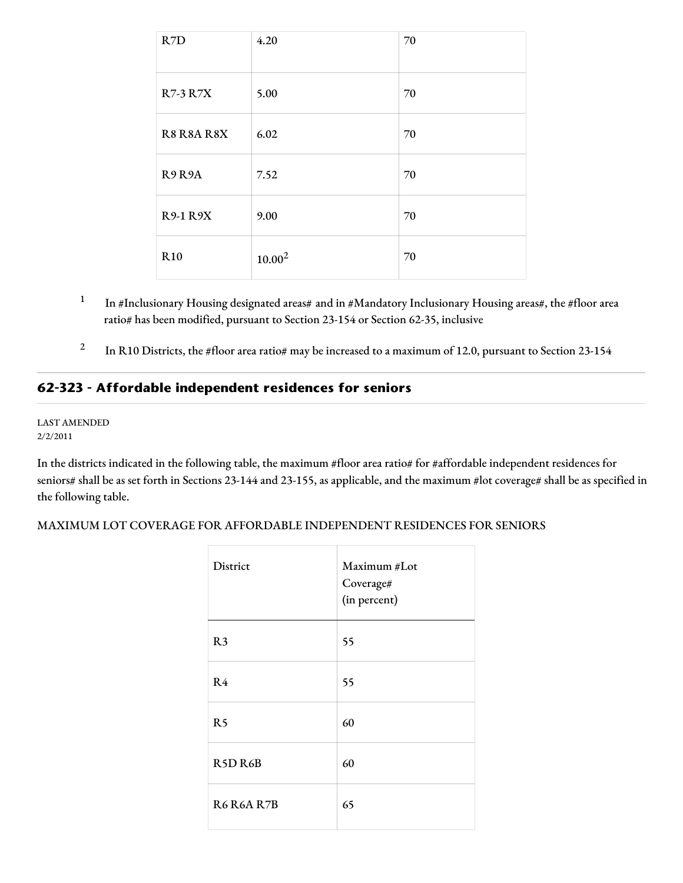| R7D | 4.20 | 70 |
|---|---|---|
| R7-3 R7X | 5.00 | 70 |
| R8 R8A R8X | 6.02 | 70 |
| R9 R9A | 7.52 | 70 |
| R9-1 R9X | 9.00 | 70 |
| R10 | 10.00[2] | 70 |

[1] In #Inclusionary Housing designated areas# and in #Mandatory Inclusionary Housing areas#, the #floor area ratio# has been modified, pursuant to Section 23-154 or Section 62-35, inclusive

[2] In R10 Districts, the #floor area ratio# may be increased to a maximum of 12.0, pursuant to Section 23-154

## 62-323 - Affordable independent residences for seniors

LAST AMENDED
2/2/2011

In the districts indicated in the following table, the maximum #floor area ratio# for #affordable independent residences for seniors# shall be as set forth in Sections 23-144 and 23-155, as applicable, and the maximum #lot coverage# shall be as specified in the following table.

MAXIMUM LOT COVERAGE FOR AFFORDABLE INDEPENDENT RESIDENCES FOR SENIORS

| District | Maximum #Lot Coverage# (in percent) |
|---|---|
| R3 | 55 |
| R4 | 55 |
| R5 | 60 |
| R5D R6B | 60 |
| R6 R6A R7B | 65 |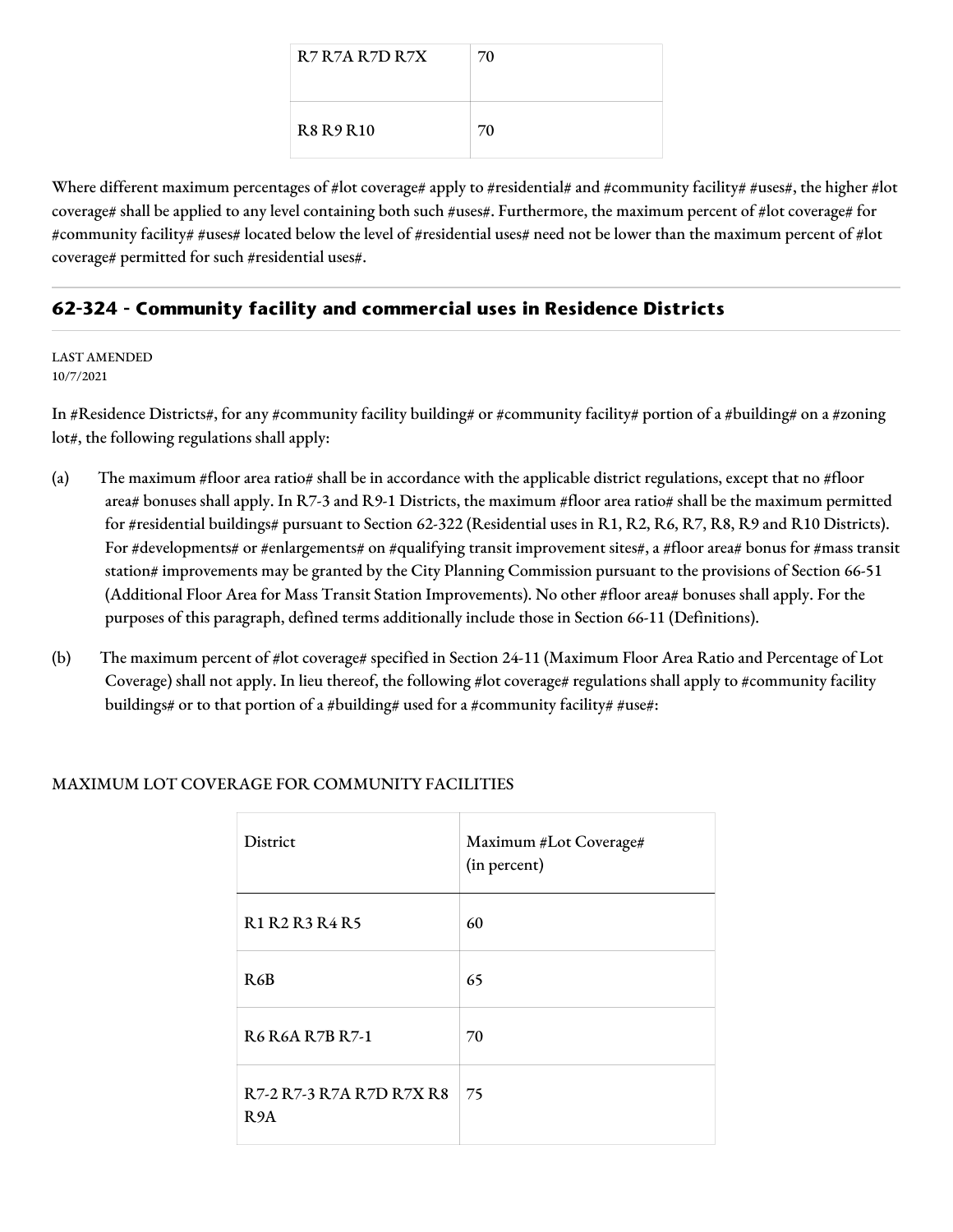| | |
|---|---|
| R7 R7A R7D R7X | 70 |
| R8 R9 R10 | 70 |

Where different maximum percentages of #lot coverage# apply to #residential# and #community facility# #uses#, the higher #lot coverage# shall be applied to any level containing both such #uses#. Furthermore, the maximum percent of #lot coverage# for #community facility# #uses# located below the level of #residential uses# need not be lower than the maximum percent of #lot coverage# permitted for such #residential uses#.

## 62-324 - Community facility and commercial uses in Residence Districts

LAST AMENDED
10/7/2021

In #Residence Districts#, for any #community facility building# or #community facility# portion of a #building# on a #zoning lot#, the following regulations shall apply:

(a) The maximum #floor area ratio# shall be in accordance with the applicable district regulations, except that no #floor area# bonuses shall apply. In R7-3 and R9-1 Districts, the maximum #floor area ratio# shall be the maximum permitted for #residential buildings# pursuant to Section 62-322 (Residential uses in R1, R2, R6, R7, R8, R9 and R10 Districts). For #developments# or #enlargements# on #qualifying transit improvement sites#, a #floor area# bonus for #mass transit station# improvements may be granted by the City Planning Commission pursuant to the provisions of Section 66-51 (Additional Floor Area for Mass Transit Station Improvements). No other #floor area# bonuses shall apply. For the purposes of this paragraph, defined terms additionally include those in Section 66-11 (Definitions).

(b) The maximum percent of #lot coverage# specified in Section 24-11 (Maximum Floor Area Ratio and Percentage of Lot Coverage) shall not apply. In lieu thereof, the following #lot coverage# regulations shall apply to #community facility buildings# or to that portion of a #building# used for a #community facility# #use#:

MAXIMUM LOT COVERAGE FOR COMMUNITY FACILITIES

| District | Maximum #Lot Coverage# (in percent) |
|---|---|
| R1 R2 R3 R4 R5 | 60 |
| R6B | 65 |
| R6 R6A R7B R7-1 | 70 |
| R7-2 R7-3 R7A R7D R7X R8 R9A | 75 |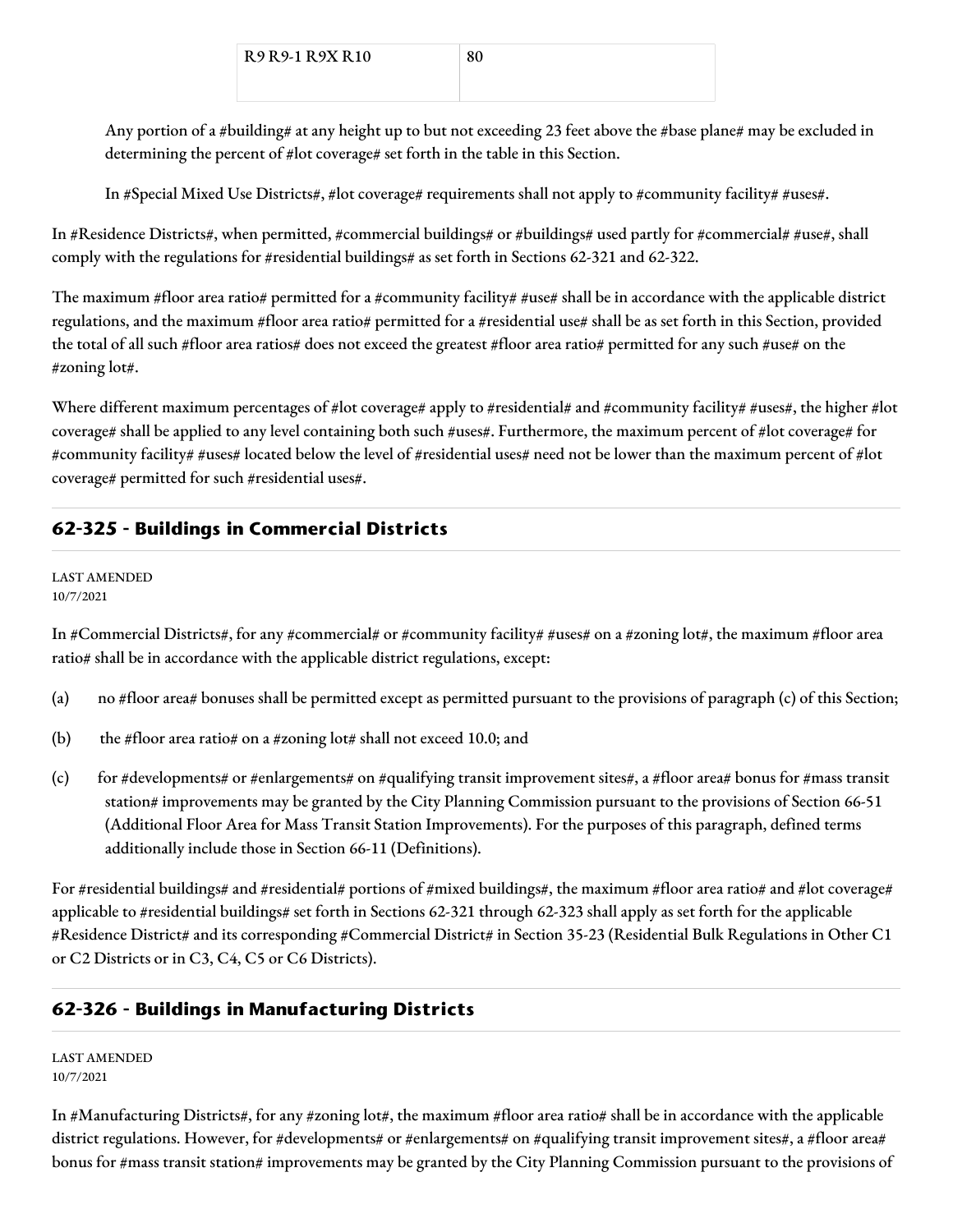| R9 R9-1 R9X R10 | 80 |
|---|---|

Any portion of a #building# at any height up to but not exceeding 23 feet above the #base plane# may be excluded in determining the percent of #lot coverage# set forth in the table in this Section.

In #Special Mixed Use Districts#, #lot coverage# requirements shall not apply to #community facility# #uses#.

In #Residence Districts#, when permitted, #commercial buildings# or #buildings# used partly for #commercial# #use#, shall comply with the regulations for #residential buildings# as set forth in Sections 62-321 and 62-322.

The maximum #floor area ratio# permitted for a #community facility# #use# shall be in accordance with the applicable district regulations, and the maximum #floor area ratio# permitted for a #residential use# shall be as set forth in this Section, provided the total of all such #floor area ratios# does not exceed the greatest #floor area ratio# permitted for any such #use# on the #zoning lot#.

Where different maximum percentages of #lot coverage# apply to #residential# and #community facility# #uses#, the higher #lot coverage# shall be applied to any level containing both such #uses#. Furthermore, the maximum percent of #lot coverage# for #community facility# #uses# located below the level of #residential uses# need not be lower than the maximum percent of #lot coverage# permitted for such #residential uses#.

## 62-325 - Buildings in Commercial Districts

LAST AMENDED
10/7/2021

In #Commercial Districts#, for any #commercial# or #community facility# #uses# on a #zoning lot#, the maximum #floor area ratio# shall be in accordance with the applicable district regulations, except:

(a) no #floor area# bonuses shall be permitted except as permitted pursuant to the provisions of paragraph (c) of this Section;

(b) the #floor area ratio# on a #zoning lot# shall not exceed 10.0; and

(c) for #developments# or #enlargements# on #qualifying transit improvement sites#, a #floor area# bonus for #mass transit station# improvements may be granted by the City Planning Commission pursuant to the provisions of Section 66-51 (Additional Floor Area for Mass Transit Station Improvements). For the purposes of this paragraph, defined terms additionally include those in Section 66-11 (Definitions).

For #residential buildings# and #residential# portions of #mixed buildings#, the maximum #floor area ratio# and #lot coverage# applicable to #residential buildings# set forth in Sections 62-321 through 62-323 shall apply as set forth for the applicable #Residence District# and its corresponding #Commercial District# in Section 35-23 (Residential Bulk Regulations in Other C1 or C2 Districts or in C3, C4, C5 or C6 Districts).

## 62-326 - Buildings in Manufacturing Districts

LAST AMENDED
10/7/2021

In #Manufacturing Districts#, for any #zoning lot#, the maximum #floor area ratio# shall be in accordance with the applicable district regulations. However, for #developments# or #enlargements# on #qualifying transit improvement sites#, a #floor area# bonus for #mass transit station# improvements may be granted by the City Planning Commission pursuant to the provisions of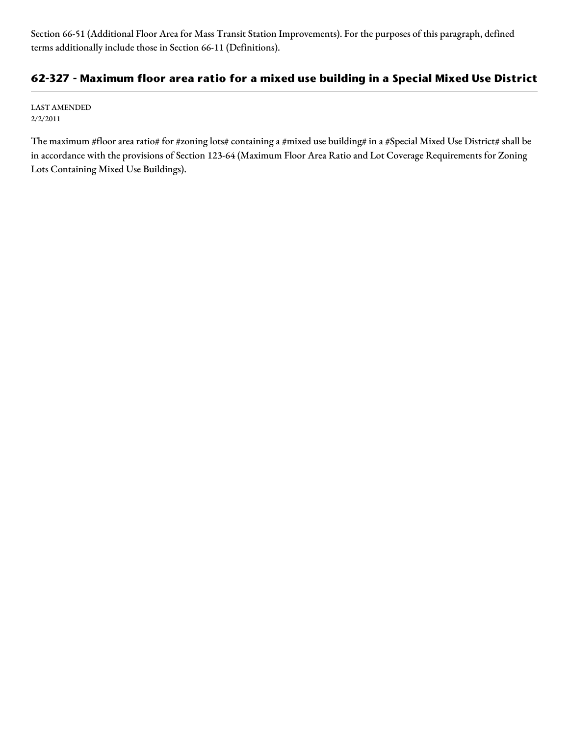Section 66-51 (Additional Floor Area for Mass Transit Station Improvements). For the purposes of this paragraph, defined terms additionally include those in Section 66-11 (Definitions).

## 62-327 - Maximum floor area ratio for a mixed use building in a Special Mixed Use District

LAST AMENDED
2/2/2011

The maximum #floor area ratio# for #zoning lots# containing a #mixed use building# in a #Special Mixed Use District# shall be in accordance with the provisions of Section 123-64 (Maximum Floor Area Ratio and Lot Coverage Requirements for Zoning Lots Containing Mixed Use Buildings).